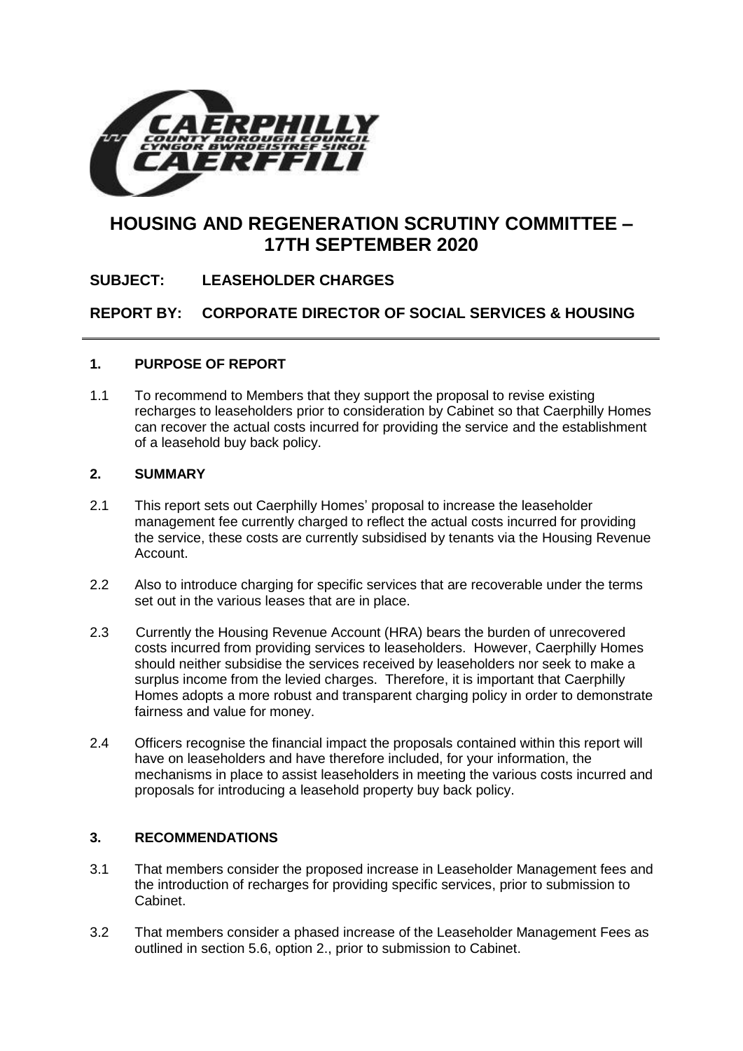# HOUSING AND REGENERATION SCRUTINY COMMITTEE – 17TH SEPTEMBER 2020

**SUBJECT: LEASEHOLDER CHARGES**

**REPORT BY: CORPORATE DIRECTOR OF SOCIAL SERVICES & HOUSING**

## 1. PURPOSE OF REPORT

1.1 To recommend to Members that they support the proposal to revise existing recharges to leaseholders prior to consideration by Cabinet so that Caerphilly Homes can recover the actual costs incurred for providing the service and the establishment of a leasehold buy back policy.

## 2. SUMMARY

2.1 This report sets out Caerphilly Homes' proposal to increase the leaseholder management fee currently charged to reflect the actual costs incurred for providing the service, these costs are currently subsidised by tenants via the Housing Revenue Account.

2.2 Also to introduce charging for specific services that are recoverable under the terms set out in the various leases that are in place.

2.3 Currently the Housing Revenue Account (HRA) bears the burden of unrecovered costs incurred from providing services to leaseholders. However, Caerphilly Homes should neither subsidise the services received by leaseholders nor seek to make a surplus income from the levied charges. Therefore, it is important that Caerphilly Homes adopts a more robust and transparent charging policy in order to demonstrate fairness and value for money.

2.4 Officers recognise the financial impact the proposals contained within this report will have on leaseholders and have therefore included, for your information, the mechanisms in place to assist leaseholders in meeting the various costs incurred and proposals for introducing a leasehold property buy back policy.

## 3. RECOMMENDATIONS

3.1 That members consider the proposed increase in Leaseholder Management fees and the introduction of recharges for providing specific services, prior to submission to Cabinet.

3.2 That members consider a phased increase of the Leaseholder Management Fees as outlined in section 5.6, option 2., prior to submission to Cabinet.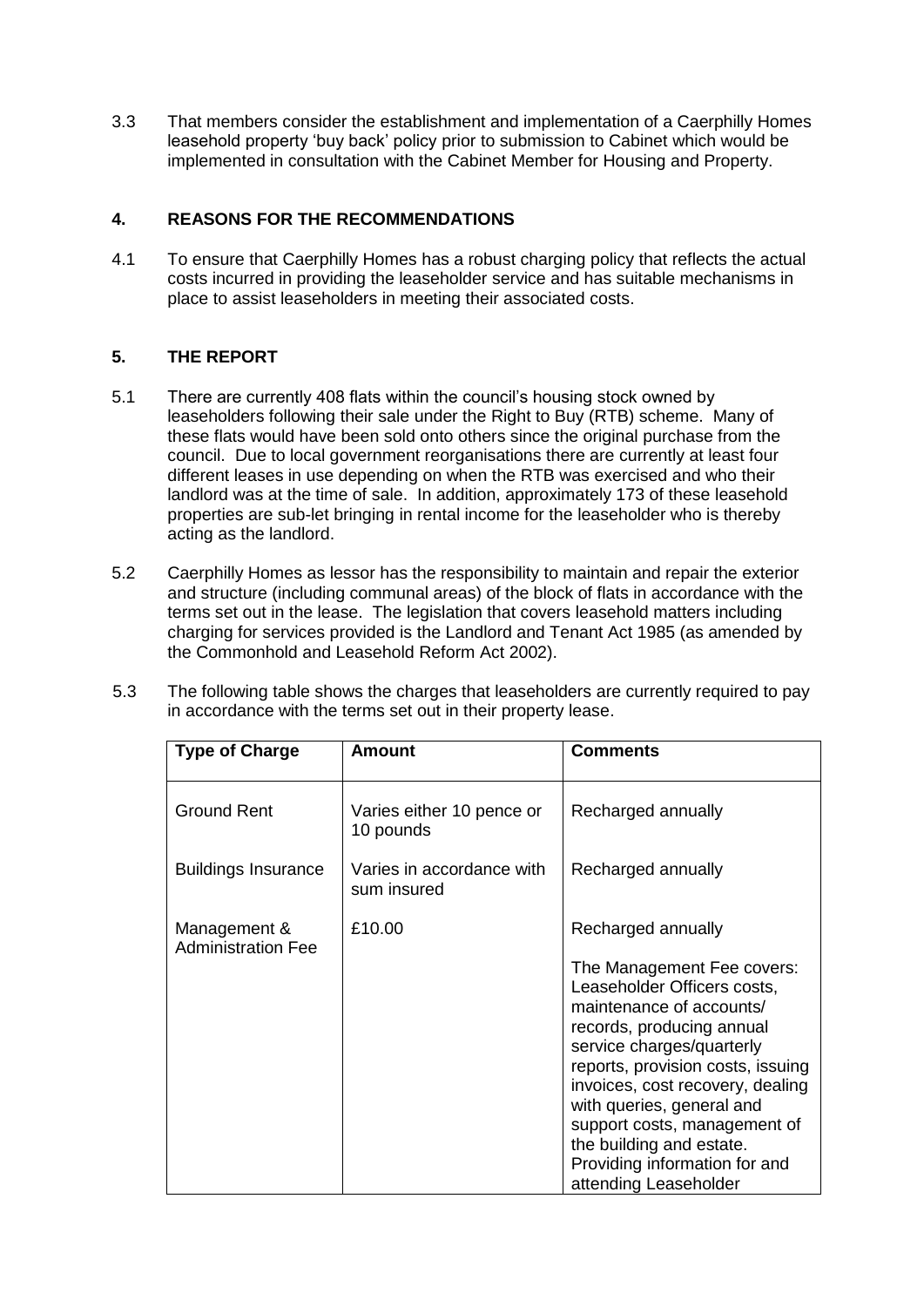3.3 That members consider the establishment and implementation of a Caerphilly Homes leasehold property 'buy back' policy prior to submission to Cabinet which would be implemented in consultation with the Cabinet Member for Housing and Property.

## 4. REASONS FOR THE RECOMMENDATIONS

4.1 To ensure that Caerphilly Homes has a robust charging policy that reflects the actual costs incurred in providing the leaseholder service and has suitable mechanisms in place to assist leaseholders in meeting their associated costs.

## 5. THE REPORT

5.1 There are currently 408 flats within the council's housing stock owned by leaseholders following their sale under the Right to Buy (RTB) scheme. Many of these flats would have been sold onto others since the original purchase from the council. Due to local government reorganisations there are currently at least four different leases in use depending on when the RTB was exercised and who their landlord was at the time of sale. In addition, approximately 173 of these leasehold properties are sub-let bringing in rental income for the leaseholder who is thereby acting as the landlord.

5.2 Caerphilly Homes as lessor has the responsibility to maintain and repair the exterior and structure (including communal areas) of the block of flats in accordance with the terms set out in the lease. The legislation that covers leasehold matters including charging for services provided is the Landlord and Tenant Act 1985 (as amended by the Commonhold and Leasehold Reform Act 2002).

5.3 The following table shows the charges that leaseholders are currently required to pay in accordance with the terms set out in their property lease.

| Type of Charge | Amount | Comments |
|---|---|---|
| Ground Rent | Varies either 10 pence or 10 pounds | Recharged annually |
| Buildings Insurance | Varies in accordance with sum insured | Recharged annually |
| Management & Administration Fee | £10.00 | Recharged annually<br><br>The Management Fee covers: Leaseholder Officers costs, maintenance of accounts/ records, producing annual service charges/quarterly reports, provision costs, issuing invoices, cost recovery, dealing with queries, general and support costs, management of the building and estate. Providing information for and attending Leaseholder |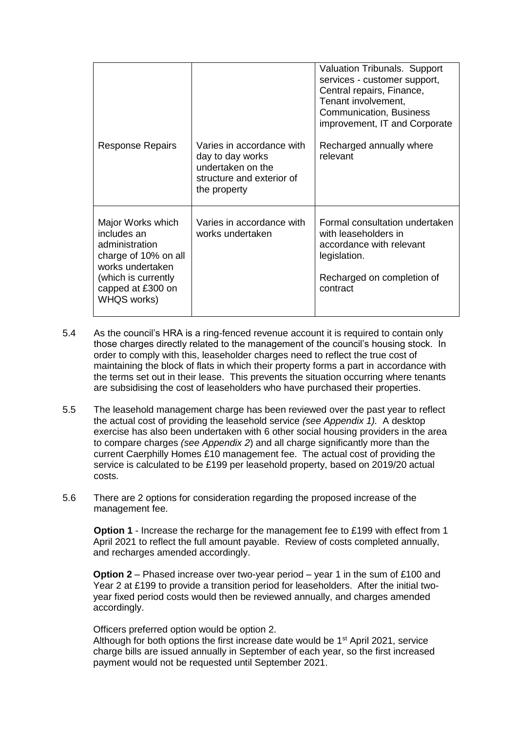| | | |
|---|---|---|
| | | Valuation Tribunals. Support services - customer support, Central repairs, Finance, Tenant involvement, Communication, Business improvement, IT and Corporate |
| Response Repairs | Varies in accordance with day to day works undertaken on the structure and exterior of the property | Recharged annually where relevant |
| Major Works which includes an administration charge of 10% on all works undertaken (which is currently capped at £300 on WHQS works) | Varies in accordance with works undertaken | Formal consultation undertaken with leaseholders in accordance with relevant legislation.<br><br>Recharged on completion of contract |

5.4 As the council's HRA is a ring-fenced revenue account it is required to contain only those charges directly related to the management of the council's housing stock. In order to comply with this, leaseholder charges need to reflect the true cost of maintaining the block of flats in which their property forms a part in accordance with the terms set out in their lease. This prevents the situation occurring where tenants are subsidising the cost of leaseholders who have purchased their properties.

5.5 The leasehold management charge has been reviewed over the past year to reflect the actual cost of providing the leasehold service *(see Appendix 1).* A desktop exercise has also been undertaken with 6 other social housing providers in the area to compare charges *(see Appendix 2*) and all charge significantly more than the current Caerphilly Homes £10 management fee. The actual cost of providing the service is calculated to be £199 per leasehold property, based on 2019/20 actual costs.

5.6 There are 2 options for consideration regarding the proposed increase of the management fee.

**Option 1** - Increase the recharge for the management fee to £199 with effect from 1 April 2021 to reflect the full amount payable. Review of costs completed annually, and recharges amended accordingly.

**Option 2** – Phased increase over two-year period – year 1 in the sum of £100 and Year 2 at £199 to provide a transition period for leaseholders. After the initial two-year fixed period costs would then be reviewed annually, and charges amended accordingly.

Officers preferred option would be option 2.
Although for both options the first increase date would be 1st April 2021, service charge bills are issued annually in September of each year, so the first increased payment would not be requested until September 2021.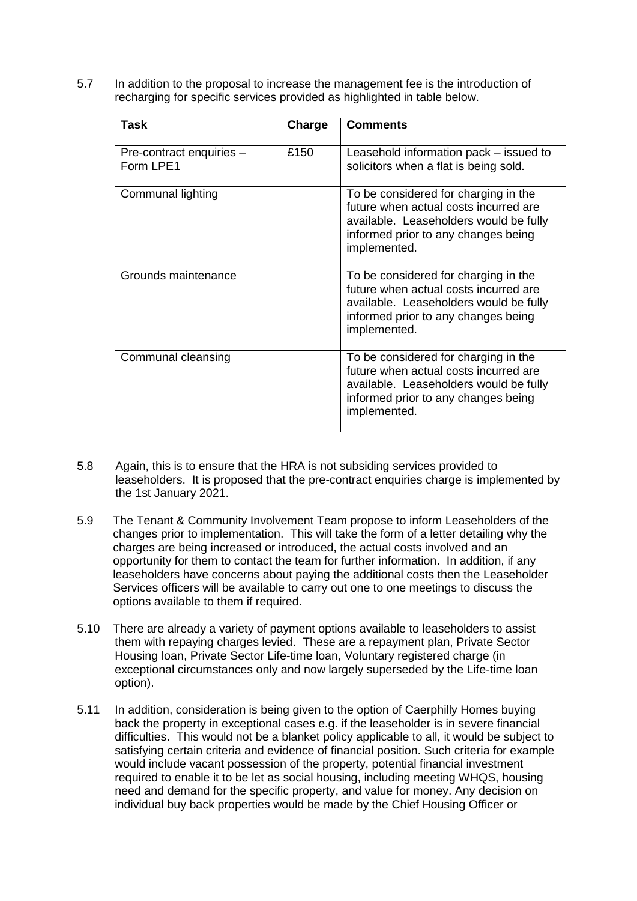5.7 In addition to the proposal to increase the management fee is the introduction of recharging for specific services provided as highlighted in table below.

| Task | Charge | Comments |
| --- | --- | --- |
| Pre-contract enquiries – Form LPE1 | £150 | Leasehold information pack – issued to solicitors when a flat is being sold. |
| Communal lighting | | To be considered for charging in the future when actual costs incurred are available. Leaseholders would be fully informed prior to any changes being implemented. |
| Grounds maintenance | | To be considered for charging in the future when actual costs incurred are available. Leaseholders would be fully informed prior to any changes being implemented. |
| Communal cleansing | | To be considered for charging in the future when actual costs incurred are available. Leaseholders would be fully informed prior to any changes being implemented. |

5.8 Again, this is to ensure that the HRA is not subsiding services provided to leaseholders. It is proposed that the pre-contract enquiries charge is implemented by the 1st January 2021.

5.9 The Tenant & Community Involvement Team propose to inform Leaseholders of the changes prior to implementation. This will take the form of a letter detailing why the charges are being increased or introduced, the actual costs involved and an opportunity for them to contact the team for further information. In addition, if any leaseholders have concerns about paying the additional costs then the Leaseholder Services officers will be available to carry out one to one meetings to discuss the options available to them if required.

5.10 There are already a variety of payment options available to leaseholders to assist them with repaying charges levied. These are a repayment plan, Private Sector Housing loan, Private Sector Life-time loan, Voluntary registered charge (in exceptional circumstances only and now largely superseded by the Life-time loan option).

5.11 In addition, consideration is being given to the option of Caerphilly Homes buying back the property in exceptional cases e.g. if the leaseholder is in severe financial difficulties. This would not be a blanket policy applicable to all, it would be subject to satisfying certain criteria and evidence of financial position. Such criteria for example would include vacant possession of the property, potential financial investment required to enable it to be let as social housing, including meeting WHQS, housing need and demand for the specific property, and value for money. Any decision on individual buy back properties would be made by the Chief Housing Officer or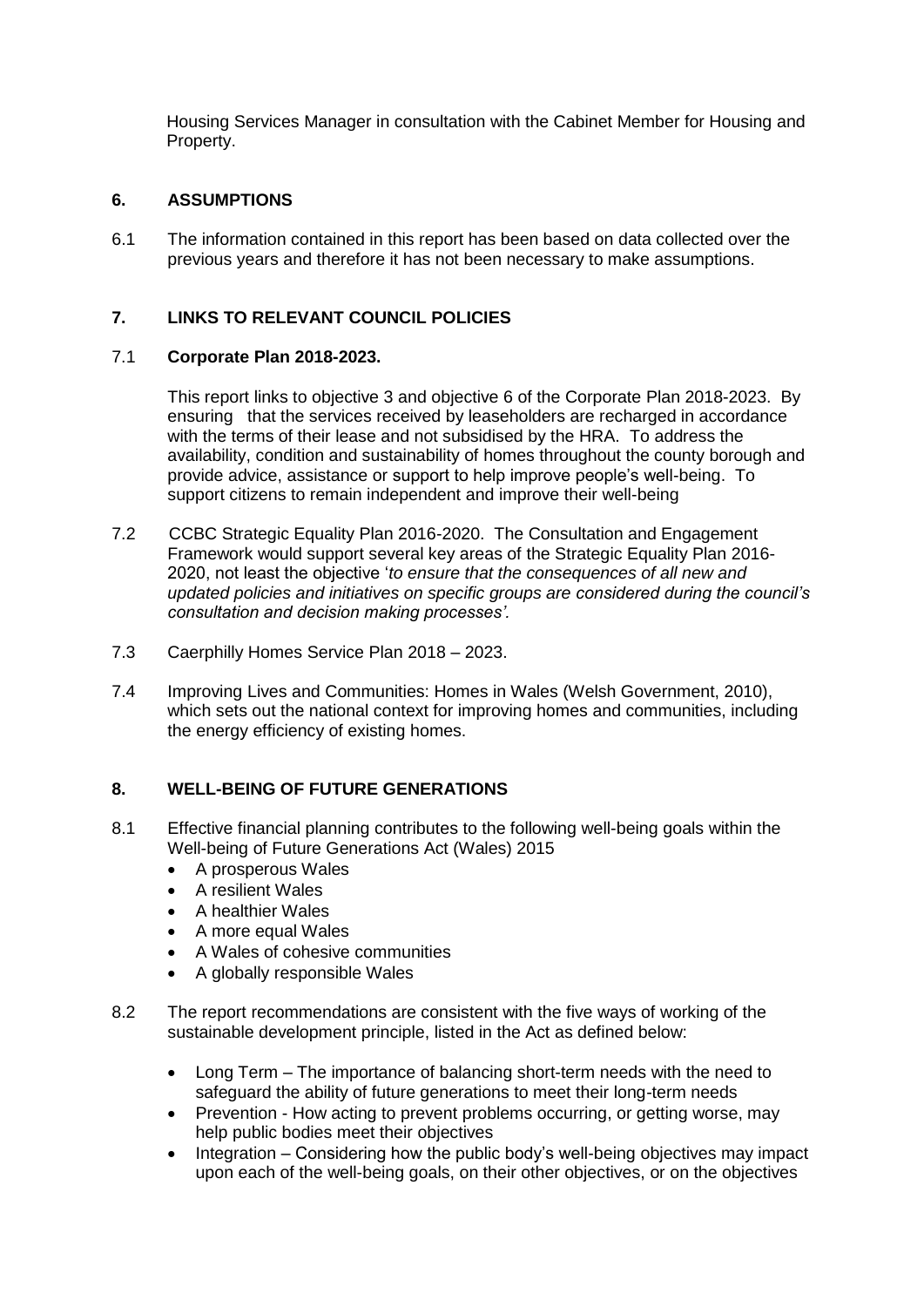Housing Services Manager in consultation with the Cabinet Member for Housing and Property.

## 6. ASSUMPTIONS

6.1 The information contained in this report has been based on data collected over the previous years and therefore it has not been necessary to make assumptions.

## 7. LINKS TO RELEVANT COUNCIL POLICIES

7.1 **Corporate Plan 2018-2023.**

This report links to objective 3 and objective 6 of the Corporate Plan 2018-2023. By ensuring that the services received by leaseholders are recharged in accordance with the terms of their lease and not subsidised by the HRA. To address the availability, condition and sustainability of homes throughout the county borough and provide advice, assistance or support to help improve people's well-being. To support citizens to remain independent and improve their well-being

7.2 CCBC Strategic Equality Plan 2016-2020. The Consultation and Engagement Framework would support several key areas of the Strategic Equality Plan 2016-2020, not least the objective '*to ensure that the consequences of all new and updated policies and initiatives on specific groups are considered during the council's consultation and decision making processes'.*

7.3 Caerphilly Homes Service Plan 2018 – 2023.

7.4 Improving Lives and Communities: Homes in Wales (Welsh Government, 2010), which sets out the national context for improving homes and communities, including the energy efficiency of existing homes.

## 8. WELL-BEING OF FUTURE GENERATIONS

8.1 Effective financial planning contributes to the following well-being goals within the Well-being of Future Generations Act (Wales) 2015

- A prosperous Wales
- A resilient Wales
- A healthier Wales
- A more equal Wales
- A Wales of cohesive communities
- A globally responsible Wales

8.2 The report recommendations are consistent with the five ways of working of the sustainable development principle, listed in the Act as defined below:

- Long Term – The importance of balancing short-term needs with the need to safeguard the ability of future generations to meet their long-term needs
- Prevention - How acting to prevent problems occurring, or getting worse, may help public bodies meet their objectives
- Integration – Considering how the public body's well-being objectives may impact upon each of the well-being goals, on their other objectives, or on the objectives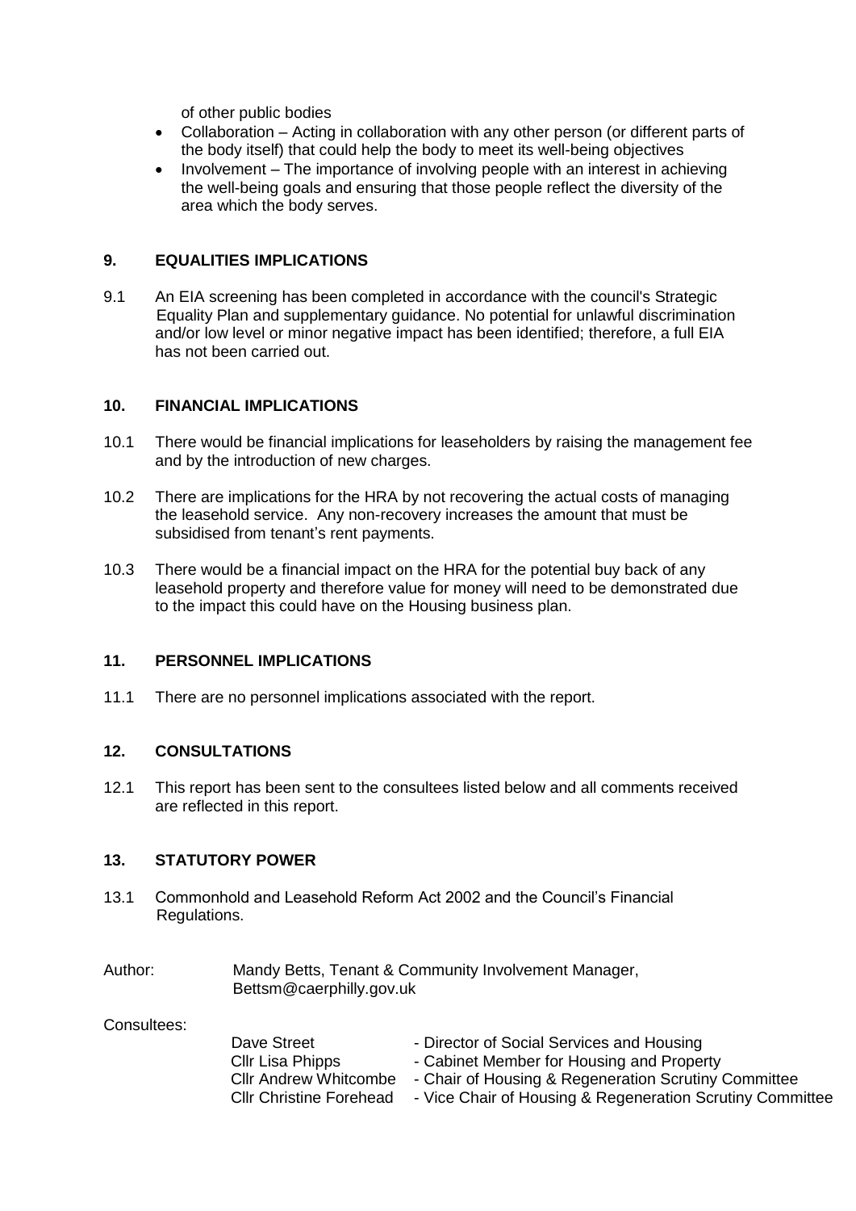of other public bodies

- Collaboration – Acting in collaboration with any other person (or different parts of the body itself) that could help the body to meet its well-being objectives
- Involvement – The importance of involving people with an interest in achieving the well-being goals and ensuring that those people reflect the diversity of the area which the body serves.

## 9. EQUALITIES IMPLICATIONS

9.1 An EIA screening has been completed in accordance with the council's Strategic Equality Plan and supplementary guidance. No potential for unlawful discrimination and/or low level or minor negative impact has been identified; therefore, a full EIA has not been carried out.

## 10. FINANCIAL IMPLICATIONS

10.1 There would be financial implications for leaseholders by raising the management fee and by the introduction of new charges.

10.2 There are implications for the HRA by not recovering the actual costs of managing the leasehold service. Any non-recovery increases the amount that must be subsidised from tenant's rent payments.

10.3 There would be a financial impact on the HRA for the potential buy back of any leasehold property and therefore value for money will need to be demonstrated due to the impact this could have on the Housing business plan.

## 11. PERSONNEL IMPLICATIONS

11.1 There are no personnel implications associated with the report.

## 12. CONSULTATIONS

12.1 This report has been sent to the consultees listed below and all comments received are reflected in this report.

## 13. STATUTORY POWER

13.1 Commonhold and Leasehold Reform Act 2002 and the Council's Financial Regulations.

Author: Mandy Betts, Tenant & Community Involvement Manager, Bettsm@caerphilly.gov.uk

Consultees:

| | |
|---|---|
| Dave Street | - Director of Social Services and Housing |
| Cllr Lisa Phipps | - Cabinet Member for Housing and Property |
| Cllr Andrew Whitcombe | - Chair of Housing & Regeneration Scrutiny Committee |
| Cllr Christine Forehead | - Vice Chair of Housing & Regeneration Scrutiny Committee |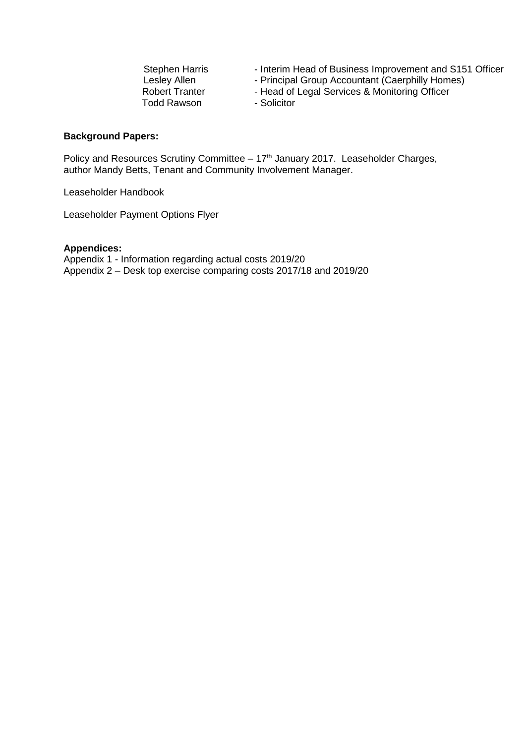| | |
|---|---|
| Stephen Harris | - Interim Head of Business Improvement and S151 Officer |
| Lesley Allen | - Principal Group Accountant (Caerphilly Homes) |
| Robert Tranter | - Head of Legal Services & Monitoring Officer |
| Todd Rawson | - Solicitor |

**Background Papers:**

Policy and Resources Scrutiny Committee – 17th January 2017. Leaseholder Charges, author Mandy Betts, Tenant and Community Involvement Manager.

Leaseholder Handbook

Leaseholder Payment Options Flyer

**Appendices:**
Appendix 1 - Information regarding actual costs 2019/20
Appendix 2 – Desk top exercise comparing costs 2017/18 and 2019/20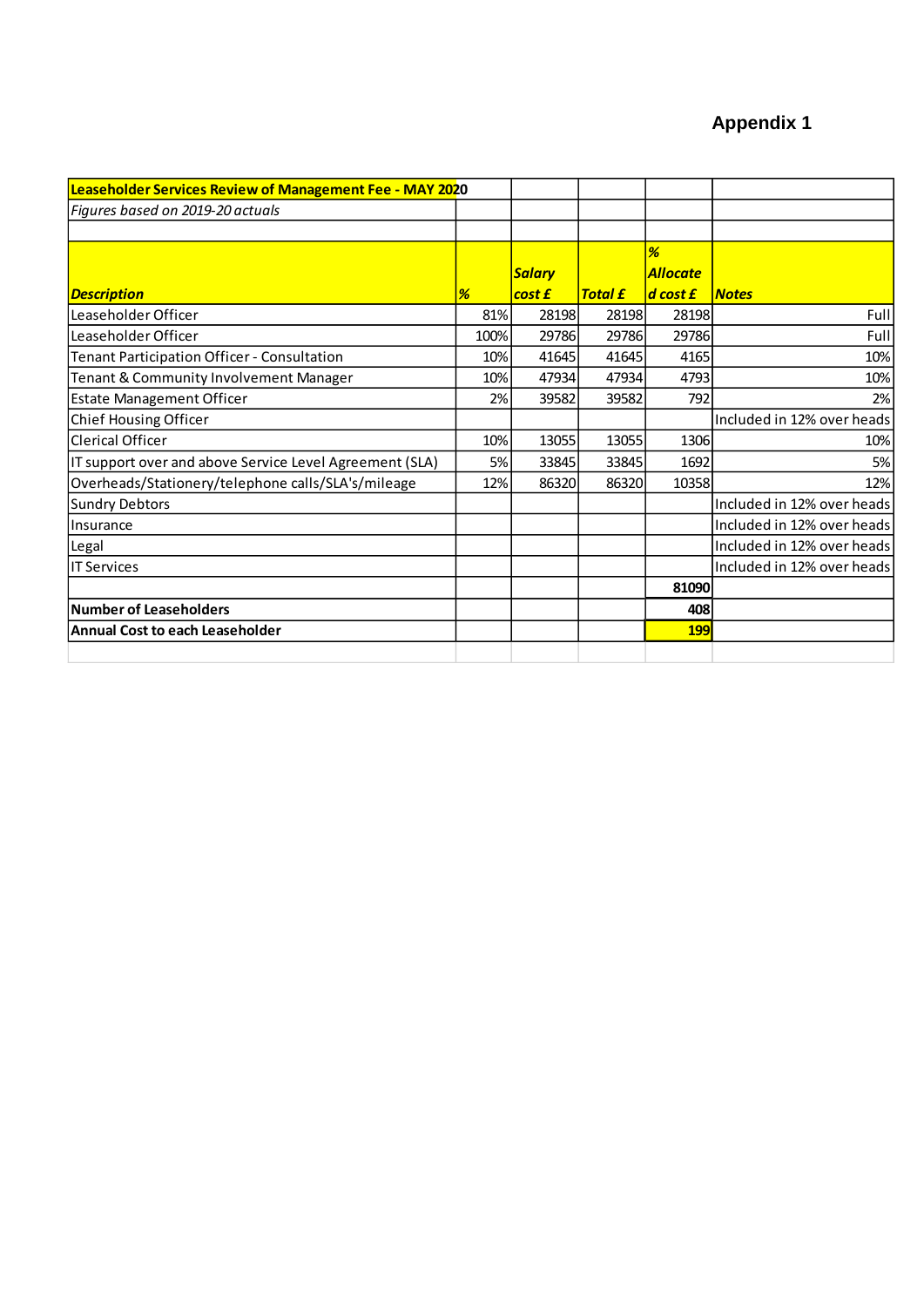# Appendix 1

| **Leaseholder Services Review of Management Fee - MAY 2020** | | | | | |
|---|---|---|---|---|---|
| *Figures based on 2019-20 actuals* | | | | | |
| | | | | | |
| ***Description*** | ***%*** | ***Salary cost £*** | ***Total £*** | ***% Allocated cost £*** | ***Notes*** |
| Leaseholder Officer | 81% | 28198 | 28198 | 28198 | Full |
| Leaseholder Officer | 100% | 29786 | 29786 | 29786 | Full |
| Tenant Participation Officer - Consultation | 10% | 41645 | 41645 | 4165 | 10% |
| Tenant & Community Involvement Manager | 10% | 47934 | 47934 | 4793 | 10% |
| Estate Management Officer | 2% | 39582 | 39582 | 792 | 2% |
| Chief Housing Officer | | | | | Included in 12% over heads |
| Clerical Officer | 10% | 13055 | 13055 | 1306 | 10% |
| IT support over and above Service Level Agreement (SLA) | 5% | 33845 | 33845 | 1692 | 5% |
| Overheads/Stationery/telephone calls/SLA's/mileage | 12% | 86320 | 86320 | 10358 | 12% |
| Sundry Debtors | | | | | Included in 12% over heads |
| Insurance | | | | | Included in 12% over heads |
| Legal | | | | | Included in 12% over heads |
| IT Services | | | | | Included in 12% over heads |
| | | | | **81090** | |
| **Number of Leaseholders** | | | | **408** | |
| **Annual Cost to each Leaseholder** | | | | **199** | |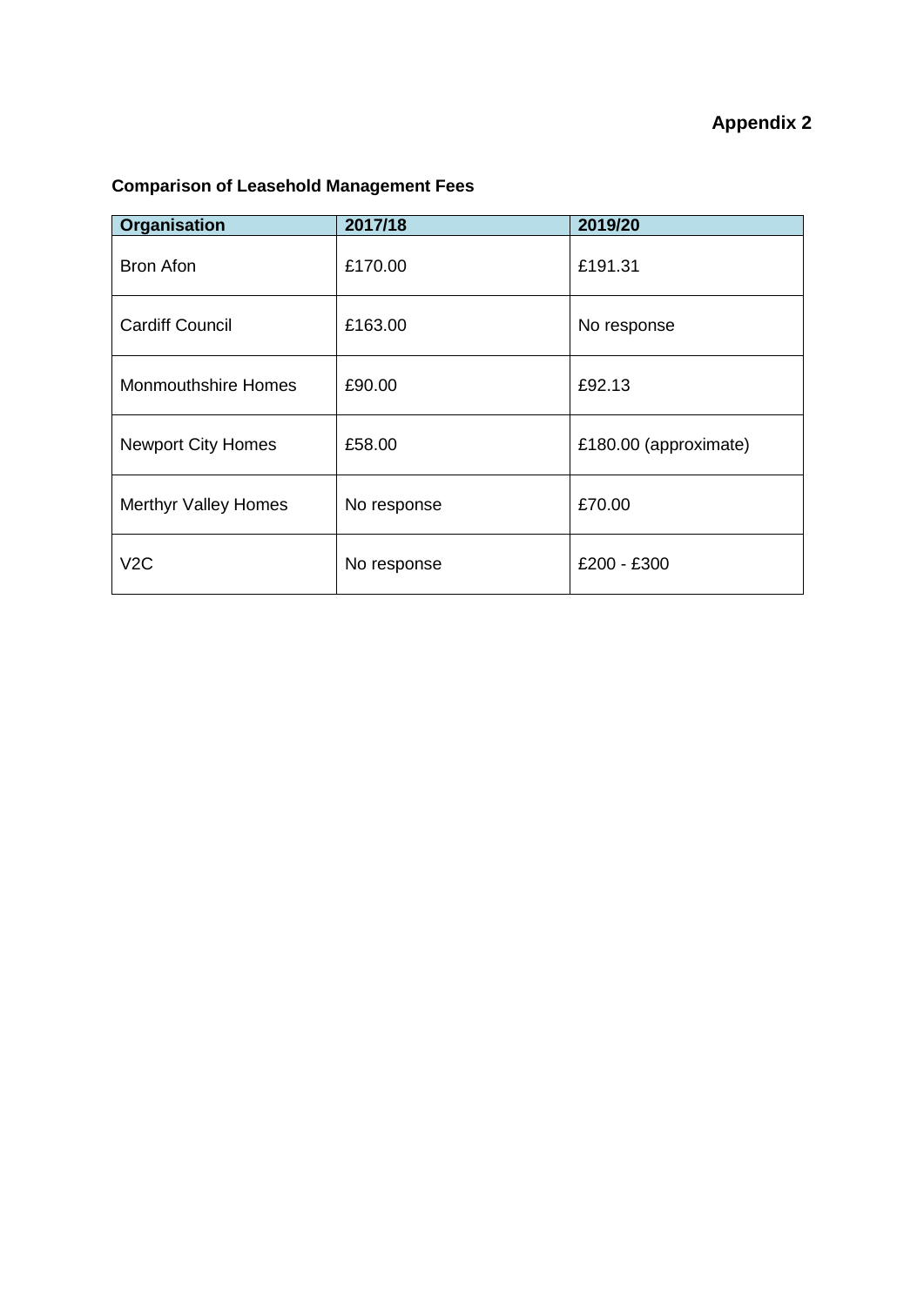**Appendix 2**

**Comparison of Leasehold Management Fees**

| Organisation | 2017/18 | 2019/20 |
|---|---|---|
| Bron Afon | £170.00 | £191.31 |
| Cardiff Council | £163.00 | No response |
| Monmouthshire Homes | £90.00 | £92.13 |
| Newport City Homes | £58.00 | £180.00 (approximate) |
| Merthyr Valley Homes | No response | £70.00 |
| V2C | No response | £200 - £300 |